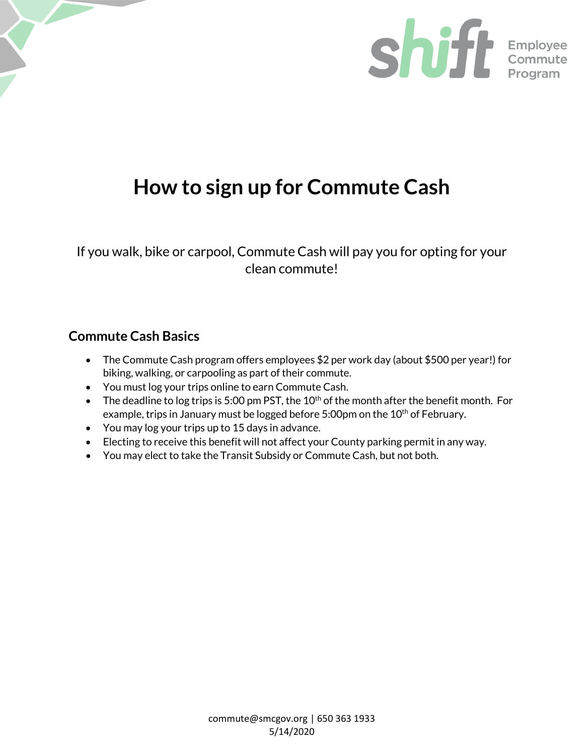shift Employee Commute Program

# How to sign up for Commute Cash

If you walk, bike or carpool, Commute Cash will pay you for opting for your clean commute!

## Commute Cash Basics

- The Commute Cash program offers employees $2 per work day (about $500 per year!) for biking, walking, or carpooling as part of their commute.
- You must log your trips online to earn Commute Cash.
- The deadline to log trips is 5:00 pm PST, the 10th of the month after the benefit month. For example, trips in January must be logged before 5:00pm on the 10th of February.
- You may log your trips up to 15 days in advance.
- Electing to receive this benefit will not affect your County parking permit in any way.
- You may elect to take the Transit Subsidy or Commute Cash, but not both.

commute@smcgov.org | 650 363 1933
5/14/2020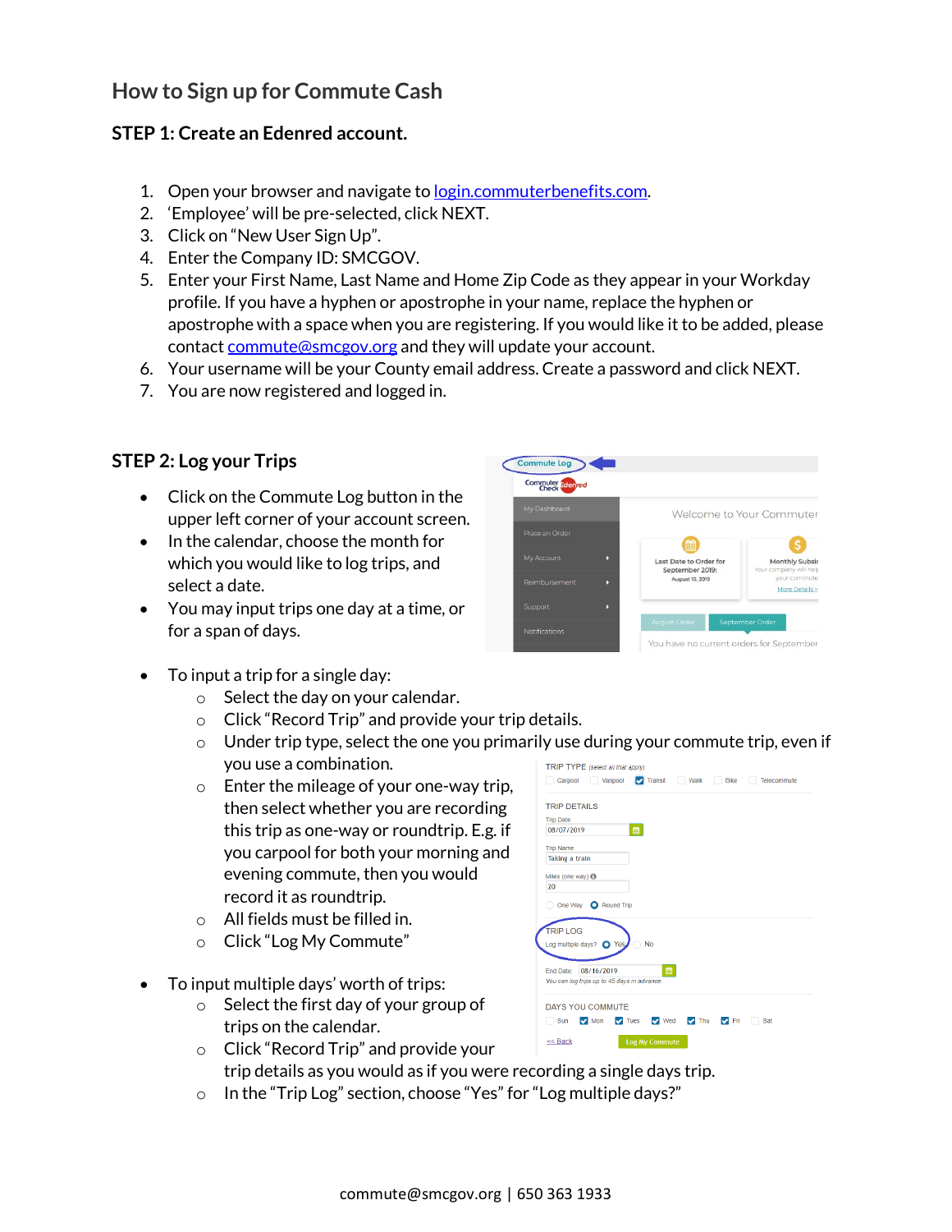## How to Sign up for Commute Cash

### STEP 1: Create an Edenred account.

1. Open your browser and navigate to login.commuterbenefits.com.
2. 'Employee' will be pre-selected, click NEXT.
3. Click on "New User Sign Up".
4. Enter the Company ID: SMCGOV.
5. Enter your First Name, Last Name and Home Zip Code as they appear in your Workday profile. If you have a hyphen or apostrophe in your name, replace the hyphen or apostrophe with a space when you are registering. If you would like it to be added, please contact commute@smcgov.org and they will update your account.
6. Your username will be your County email address. Create a password and click NEXT.
7. You are now registered and logged in.

### STEP 2: Log your Trips

- Click on the Commute Log button in the upper left corner of your account screen.
- In the calendar, choose the month for which you would like to log trips, and select a date.
- You may input trips one day at a time, or for a span of days.

- To input a trip for a single day:
  - Select the day on your calendar.
  - Click "Record Trip" and provide your trip details.
  - Under trip type, select the one you primarily use during your commute trip, even if you use a combination.
  - Enter the mileage of your one-way trip, then select whether you are recording this trip as one-way or roundtrip. E.g. if you carpool for both your morning and evening commute, then you would record it as roundtrip.
  - All fields must be filled in.
  - Click "Log My Commute"

- To input multiple days' worth of trips:
  - Select the first day of your group of trips on the calendar.
  - Click "Record Trip" and provide your trip details as you would as if you were recording a single days trip.
  - In the "Trip Log" section, choose "Yes" for "Log multiple days?"

commute@smcgov.org | 650 363 1933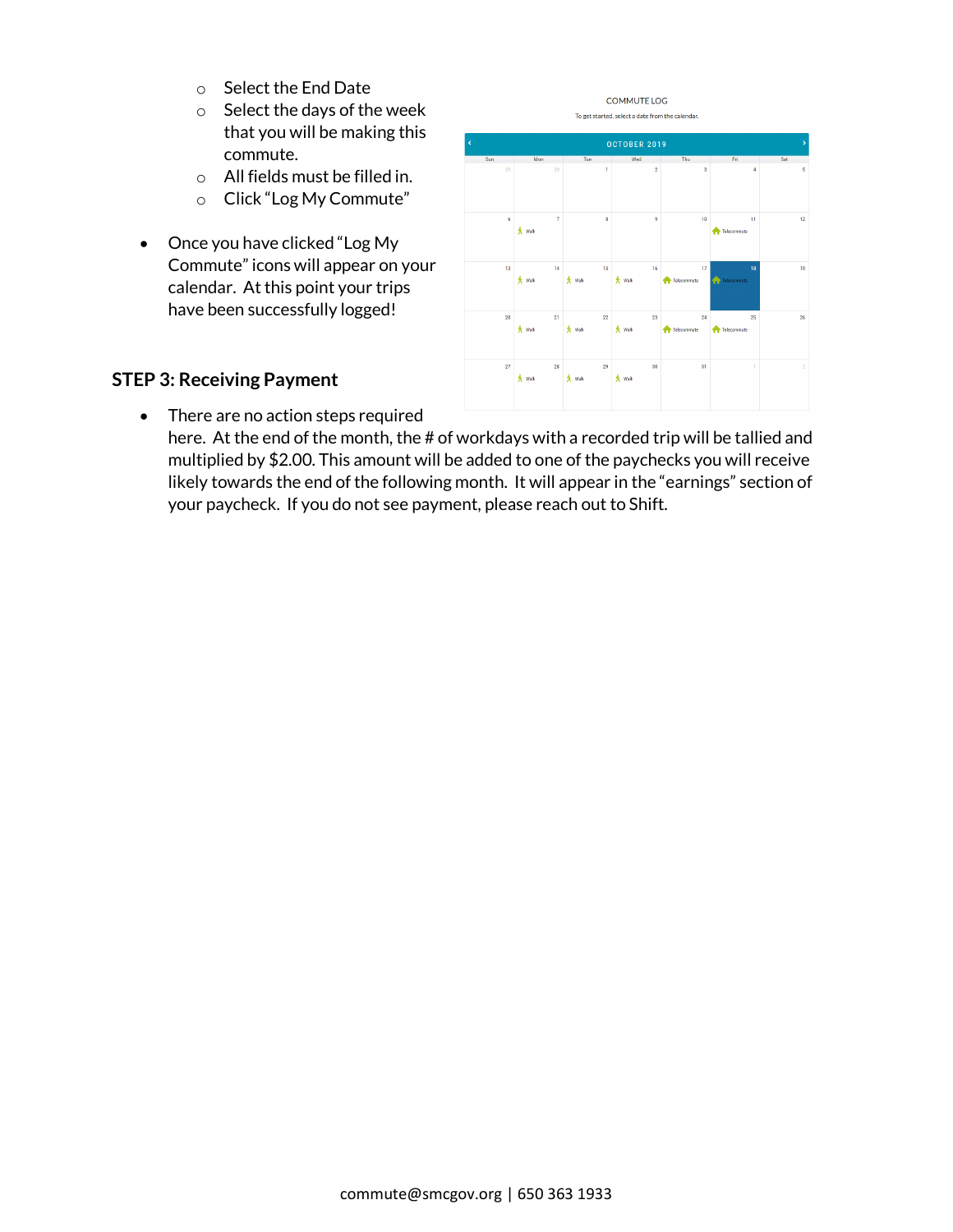- Select the End Date
- Select the days of the week that you will be making this commute.
- All fields must be filled in.
- Click "Log My Commute"

- Once you have clicked "Log My Commute" icons will appear on your calendar. At this point your trips have been successfully logged!

COMMUTE LOG

To get started, select a date from the calendar.

OCTOBER 2019

## STEP 3: Receiving Payment

- There are no action steps required here. At the end of the month, the # of workdays with a recorded trip will be tallied and multiplied by $2.00. This amount will be added to one of the paychecks you will receive likely towards the end of the following month. It will appear in the "earnings" section of your paycheck. If you do not see payment, please reach out to Shift.